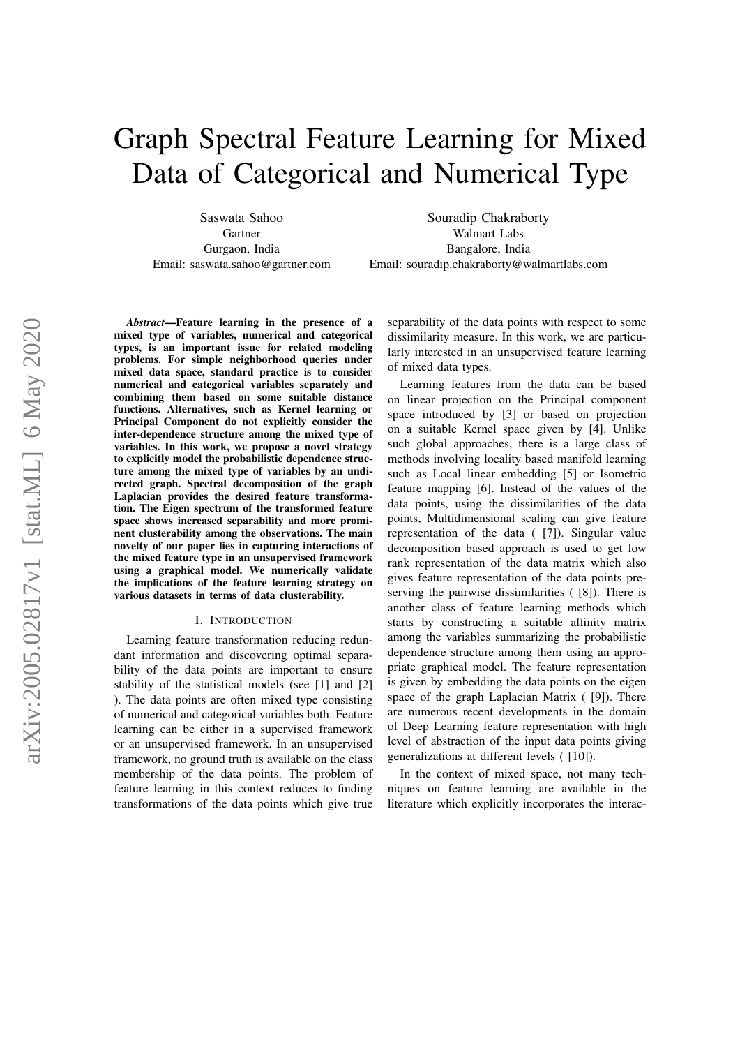# Graph Spectral Feature Learning for Mixed Data of Categorical and Numerical Type

Saswata Sahoo
Gartner
Gurgaon, India
Email: saswata.sahoo@gartner.com

Souradip Chakraborty
Walmart Labs
Bangalore, India
Email: souradip.chakraborty@walmartlabs.com

***Abstract*—Feature learning in the presence of a mixed type of variables, numerical and categorical types, is an important issue for related modeling problems. For simple neighborhood queries under mixed data space, standard practice is to consider numerical and categorical variables separately and combining them based on some suitable distance functions. Alternatives, such as Kernel learning or Principal Component do not explicitly consider the inter-dependence structure among the mixed type of variables. In this work, we propose a novel strategy to explicitly model the probabilistic dependence structure among the mixed type of variables by an undirected graph. Spectral decomposition of the graph Laplacian provides the desired feature transformation. The Eigen spectrum of the transformed feature space shows increased separability and more prominent clusterability among the observations. The main novelty of our paper lies in capturing interactions of the mixed feature type in an unsupervised framework using a graphical model. We numerically validate the implications of the feature learning strategy on various datasets in terms of data clusterability.**

## I. Introduction

Learning feature transformation reducing redundant information and discovering optimal separability of the data points are important to ensure stability of the statistical models (see [1] and [2] ). The data points are often mixed type consisting of numerical and categorical variables both. Feature learning can be either in a supervised framework or an unsupervised framework. In an unsupervised framework, no ground truth is available on the class membership of the data points. The problem of feature learning in this context reduces to finding transformations of the data points which give true separability of the data points with respect to some dissimilarity measure. In this work, we are particularly interested in an unsupervised feature learning of mixed data types.

Learning features from the data can be based on linear projection on the Principal component space introduced by [3] or based on projection on a suitable Kernel space given by [4]. Unlike such global approaches, there is a large class of methods involving locality based manifold learning such as Local linear embedding [5] or Isometric feature mapping [6]. Instead of the values of the data points, using the dissimilarities of the data points, Multidimensional scaling can give feature representation of the data ( [7]). Singular value decomposition based approach is used to get low rank representation of the data matrix which also gives feature representation of the data points preserving the pairwise dissimilarities ( [8]). There is another class of feature learning methods which starts by constructing a suitable affinity matrix among the variables summarizing the probabilistic dependence structure among them using an appropriate graphical model. The feature representation is given by embedding the data points on the eigen space of the graph Laplacian Matrix ( [9]). There are numerous recent developments in the domain of Deep Learning feature representation with high level of abstraction of the input data points giving generalizations at different levels ( [10]).

In the context of mixed space, not many techniques on feature learning are available in the literature which explicitly incorporates the interac-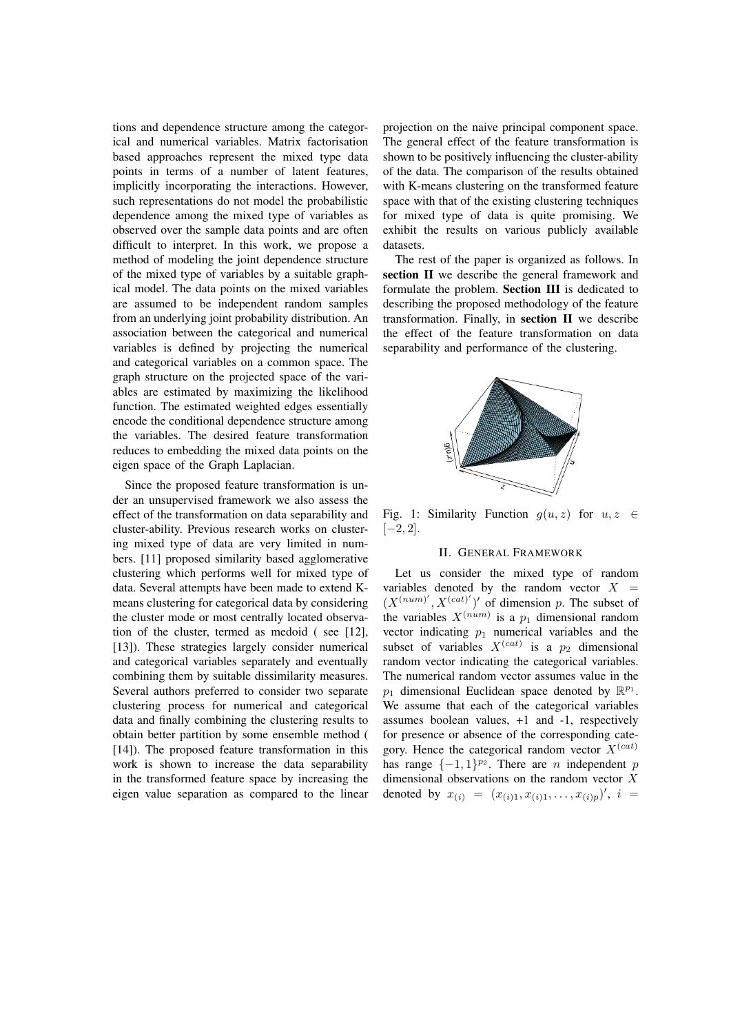tions and dependence structure among the categorical and numerical variables. Matrix factorisation based approaches represent the mixed type data points in terms of a number of latent features, implicitly incorporating the interactions. However, such representations do not model the probabilistic dependence among the mixed type of variables as observed over the sample data points and are often difficult to interpret. In this work, we propose a method of modeling the joint dependence structure of the mixed type of variables by a suitable graphical model. The data points on the mixed variables are assumed to be independent random samples from an underlying joint probability distribution. An association between the categorical and numerical variables is defined by projecting the numerical and categorical variables on a common space. The graph structure on the projected space of the variables are estimated by maximizing the likelihood function. The estimated weighted edges essentially encode the conditional dependence structure among the variables. The desired feature transformation reduces to embedding the mixed data points on the eigen space of the Graph Laplacian.

Since the proposed feature transformation is under an unsupervised framework we also assess the effect of the transformation on data separability and cluster-ability. Previous research works on clustering mixed type of data are very limited in numbers. [11] proposed similarity based agglomerative clustering which performs well for mixed type of data. Several attempts have been made to extend K-means clustering for categorical data by considering the cluster mode or most centrally located observation of the cluster, termed as medoid ( see [12], [13]). These strategies largely consider numerical and categorical variables separately and eventually combining them by suitable dissimilarity measures. Several authors preferred to consider two separate clustering process for numerical and categorical data and finally combining the clustering results to obtain better partition by some ensemble method ( [14]). The proposed feature transformation in this work is shown to increase the data separability in the transformed feature space by increasing the eigen value separation as compared to the linear projection on the naive principal component space. The general effect of the feature transformation is shown to be positively influencing the cluster-ability of the data. The comparison of the results obtained with K-means clustering on the transformed feature space with that of the existing clustering techniques for mixed type of data is quite promising. We exhibit the results on various publicly available datasets.

The rest of the paper is organized as follows. In **section II** we describe the general framework and formulate the problem. **Section III** is dedicated to describing the proposed methodology of the feature transformation. Finally, in **section II** we describe the effect of the feature transformation on data separability and performance of the clustering.

Fig. 1: Similarity Function $g(u, z)$ for $u, z \in [-2, 2]$.

## II. General Framework

Let us consider the mixed type of random variables denoted by the random vector $X = (X^{(num)'}, X^{(cat)'})'$ of dimension $p$. The subset of the variables $X^{(num)}$ is a $p_1$ dimensional random vector indicating $p_1$ numerical variables and the subset of variables $X^{(cat)}$ is a $p_2$ dimensional random vector indicating the categorical variables. The numerical random vector assumes value in the $p_1$ dimensional Euclidean space denoted by $\mathbb{R}^{p_1}$. We assume that each of the categorical variables assumes boolean values, +1 and -1, respectively for presence or absence of the corresponding category. Hence the categorical random vector $X^{(cat)}$ has range $\{-1, 1\}^{p_2}$. There are $n$ independent $p$ dimensional observations on the random vector $X$ denoted by $x_{(i)} = (x_{(i)1}, x_{(i)1}, \ldots, x_{(i)p})'$, $i =$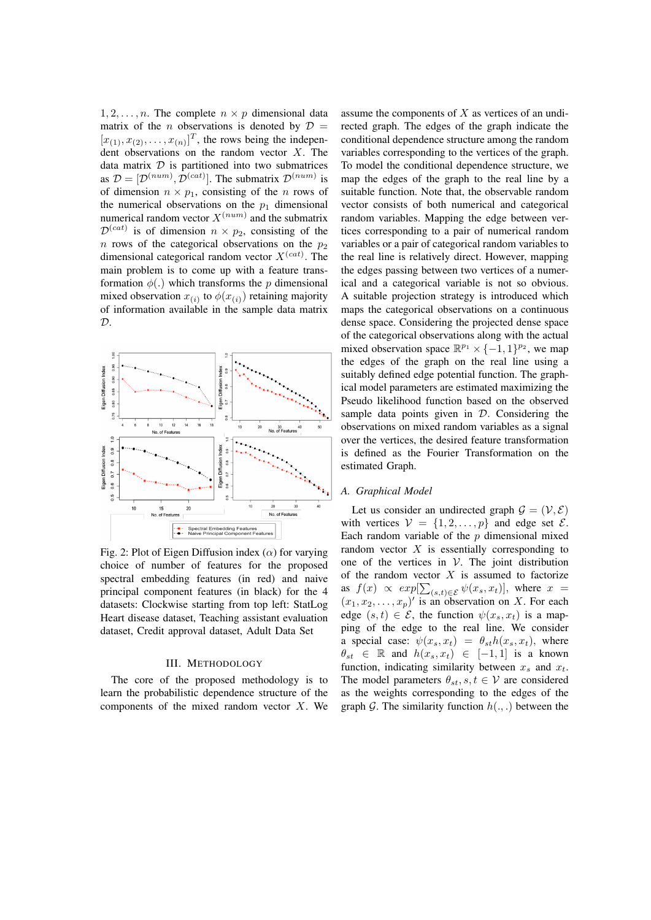$1, 2, \ldots, n$. The complete $n \times p$ dimensional data matrix of the $n$ observations is denoted by $\mathcal{D} = [x_{(1)}, x_{(2)}, \ldots, x_{(n)}]^T$, the rows being the independent observations on the random vector $X$. The data matrix $\mathcal{D}$ is partitioned into two submatrices as $\mathcal{D} = [\mathcal{D}^{(num)}, \mathcal{D}^{(cat)}]$. The submatrix $\mathcal{D}^{(num)}$ is of dimension $n \times p_1$, consisting of the $n$ rows of the numerical observations on the $p_1$ dimensional numerical random vector $X^{(num)}$ and the submatrix $\mathcal{D}^{(cat)}$ is of dimension $n \times p_2$, consisting of the $n$ rows of the categorical observations on the $p_2$ dimensional categorical random vector $X^{(cat)}$. The main problem is to come up with a feature transformation $\phi(.)$ which transforms the $p$ dimensional mixed observation $x_{(i)}$ to $\phi(x_{(i)})$ retaining majority of information available in the sample data matrix $\mathcal{D}$.

Fig. 2: Plot of Eigen Diffusion index ($\alpha$) for varying choice of number of features for the proposed spectral embedding features (in red) and naive principal component features (in black) for the 4 datasets: Clockwise starting from top left: StatLog Heart disease dataset, Teaching assistant evaluation dataset, Credit approval dataset, Adult Data Set

## III. Methodology

The core of the proposed methodology is to learn the probabilistic dependence structure of the components of the mixed random vector $X$. We assume the components of $X$ as vertices of an undirected graph. The edges of the graph indicate the conditional dependence structure among the random variables corresponding to the vertices of the graph. To model the conditional dependence structure, we map the edges of the graph to the real line by a suitable function. Note that, the observable random vector consists of both numerical and categorical random variables. Mapping the edge between vertices corresponding to a pair of numerical random variables or a pair of categorical random variables to the real line is relatively direct. However, mapping the edges passing between two vertices of a numerical and a categorical variable is not so obvious. A suitable projection strategy is introduced which maps the categorical observations on a continuous dense space. Considering the projected dense space of the categorical observations along with the actual mixed observation space $\mathbb{R}^{p_1} \times \{-1, 1\}^{p_2}$, we map the edges of the graph on the real line using a suitably defined edge potential function. The graphical model parameters are estimated maximizing the Pseudo likelihood function based on the observed sample data points given in $\mathcal{D}$. Considering the observations on mixed random variables as a signal over the vertices, the desired feature transformation is defined as the Fourier Transformation on the estimated Graph.

### A. Graphical Model

Let us consider an undirected graph $\mathcal{G} = (\mathcal{V}, \mathcal{E})$ with vertices $\mathcal{V} = \{1, 2, \ldots, p\}$ and edge set $\mathcal{E}$. Each random variable of the $p$ dimensional mixed random vector $X$ is essentially corresponding to one of the vertices in $\mathcal{V}$. The joint distribution of the random vector $X$ is assumed to factorize as $f(x) \propto exp[\sum_{(s,t)\in\mathcal{E}} \psi(x_s, x_t)]$, where $x = (x_1, x_2, \ldots, x_p)'$ is an observation on $X$. For each edge $(s, t) \in \mathcal{E}$, the function $\psi(x_s, x_t)$ is a mapping of the edge to the real line. We consider a special case: $\psi(x_s, x_t) = \theta_{st} h(x_s, x_t)$, where $\theta_{st} \in \mathbb{R}$ and $h(x_s, x_t) \in [-1, 1]$ is a known function, indicating similarity between $x_s$ and $x_t$. The model parameters $\theta_{st}, s, t \in \mathcal{V}$ are considered as the weights corresponding to the edges of the graph $\mathcal{G}$. The similarity function $h(., .)$ between the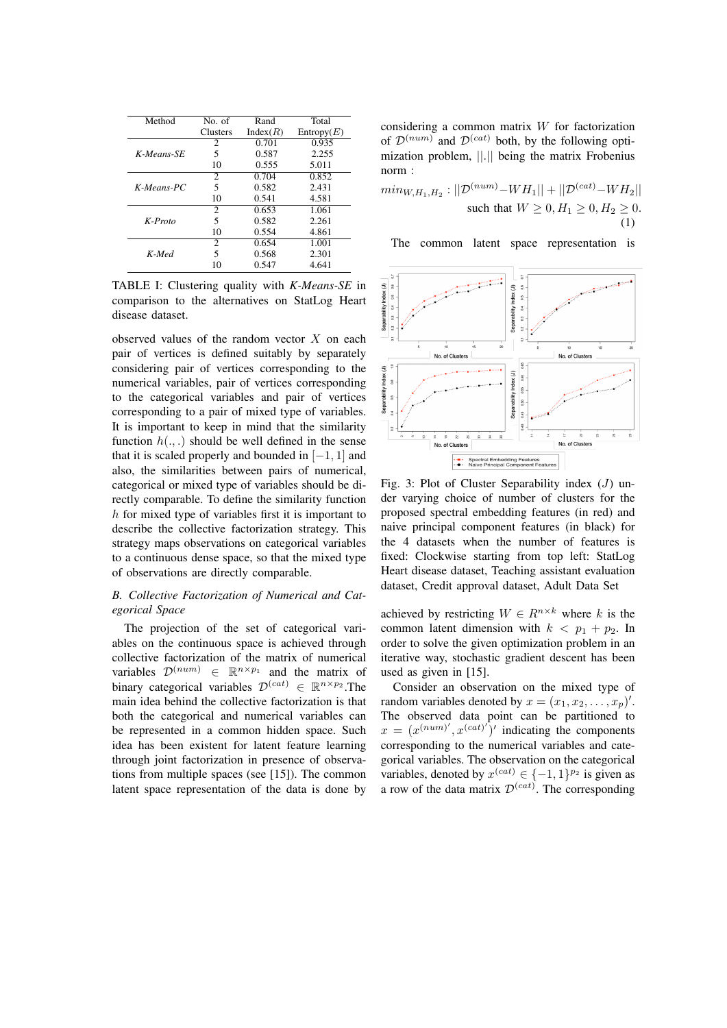| Method | No. of Clusters | Rand Index($R$) | Total Entropy($E$) |
|---|---|---|---|
| *K-Means-SE* | 2 | 0.701 | 0.935 |
| | 5 | 0.587 | 2.255 |
| | 10 | 0.555 | 5.011 |
| *K-Means-PC* | 2 | 0.704 | 0.852 |
| | 5 | 0.582 | 2.431 |
| | 10 | 0.541 | 4.581 |
| *K-Proto* | 2 | 0.653 | 1.061 |
| | 5 | 0.582 | 2.261 |
| | 10 | 0.554 | 4.861 |
| *K-Med* | 2 | 0.654 | 1.001 |
| | 5 | 0.568 | 2.301 |
| | 10 | 0.547 | 4.641 |

TABLE I: Clustering quality with *K-Means-SE* in comparison to the alternatives on StatLog Heart disease dataset.

observed values of the random vector $X$ on each pair of vertices is defined suitably by separately considering pair of vertices corresponding to the numerical variables, pair of vertices corresponding to the categorical variables and pair of vertices corresponding to a pair of mixed type of variables. It is important to keep in mind that the similarity function $h(.,.)$ should be well defined in the sense that it is scaled properly and bounded in $[-1,1]$ and also, the similarities between pairs of numerical, categorical or mixed type of variables should be directly comparable. To define the similarity function $h$ for mixed type of variables first it is important to describe the collective factorization strategy. This strategy maps observations on categorical variables to a continuous dense space, so that the mixed type of observations are directly comparable.

### B. Collective Factorization of Numerical and Categorical Space

The projection of the set of categorical variables on the continuous space is achieved through collective factorization of the matrix of numerical variables $\mathcal{D}^{(num)} \in \mathbb{R}^{n \times p_1}$ and the matrix of binary categorical variables $\mathcal{D}^{(cat)} \in \mathbb{R}^{n \times p_2}$.The main idea behind the collective factorization is that both the categorical and numerical variables can be represented in a common hidden space. Such idea has been existent for latent feature learning through joint factorization in presence of observations from multiple spaces (see [15]). The common latent space representation of the data is done by considering a common matrix $W$ for factorization of $\mathcal{D}^{(num)}$ and $\mathcal{D}^{(cat)}$ both, by the following optimization problem, $||.||$ being the matrix Frobenius norm :

$$min_{W,H_1,H_2} : ||\mathcal{D}^{(num)} - WH_1|| + ||\mathcal{D}^{(cat)} - WH_2|| \quad \text{such that } W \geq 0, H_1 \geq 0, H_2 \geq 0. \tag{1}$$

The common latent space representation is

Fig. 3: Plot of Cluster Separability index ($J$) under varying choice of number of clusters for the proposed spectral embedding features (in red) and naive principal component features (in black) for the 4 datasets when the number of features is fixed: Clockwise starting from top left: StatLog Heart disease dataset, Teaching assistant evaluation dataset, Credit approval dataset, Adult Data Set

achieved by restricting $W \in R^{n \times k}$ where $k$ is the common latent dimension with $k < p_1 + p_2$. In order to solve the given optimization problem in an iterative way, stochastic gradient descent has been used as given in [15].

Consider an observation on the mixed type of random variables denoted by $x = (x_1, x_2, \ldots, x_p)'$. The observed data point can be partitioned to $x = (x^{(num)'}, x^{(cat)'})'$ indicating the components corresponding to the numerical variables and categorical variables. The observation on the categorical variables, denoted by $x^{(cat)} \in \{-1, 1\}^{p_2}$ is given as a row of the data matrix $\mathcal{D}^{(cat)}$. The corresponding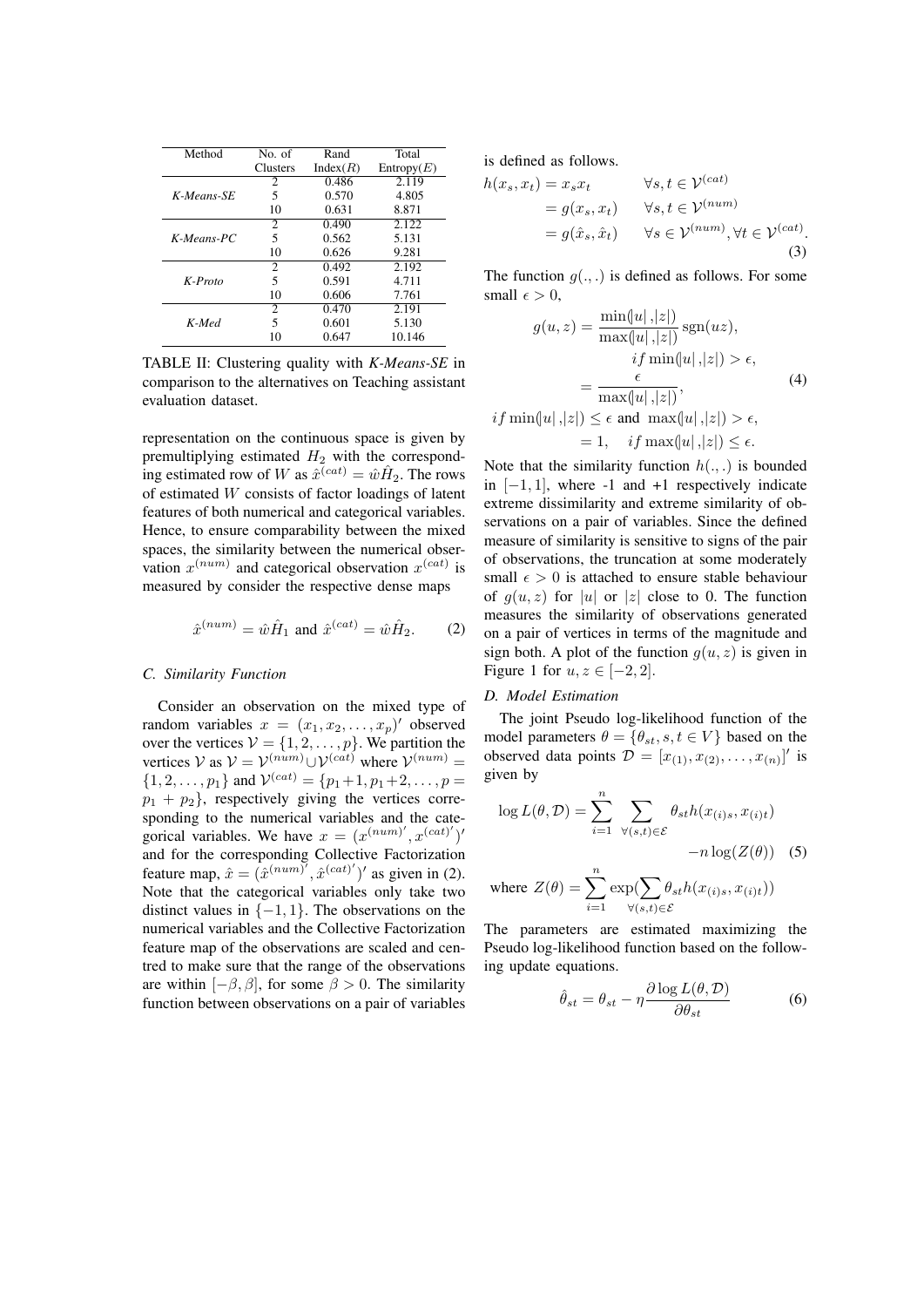| Method | No. of Clusters | Rand Index($R$) | Total Entropy($E$) |
|---|---|---|---|
| *K-Means-SE* | 2 | 0.486 | 2.119 |
| | 5 | 0.570 | 4.805 |
| | 10 | 0.631 | 8.871 |
| *K-Means-PC* | 2 | 0.490 | 2.122 |
| | 5 | 0.562 | 5.131 |
| | 10 | 0.626 | 9.281 |
| *K-Proto* | 2 | 0.492 | 2.192 |
| | 5 | 0.591 | 4.711 |
| | 10 | 0.606 | 7.761 |
| *K-Med* | 2 | 0.470 | 2.191 |
| | 5 | 0.601 | 5.130 |
| | 10 | 0.647 | 10.146 |

TABLE II: Clustering quality with *K-Means-SE* in comparison to the alternatives on Teaching assistant evaluation dataset.

representation on the continuous space is given by premultiplying estimated $H_2$ with the corresponding estimated row of $W$ as $\hat{x}^{(cat)} = \hat{w}\hat{H}_2$. The rows of estimated $W$ consists of factor loadings of latent features of both numerical and categorical variables. Hence, to ensure comparability between the mixed spaces, the similarity between the numerical observation $x^{(num)}$ and categorical observation $x^{(cat)}$ is measured by consider the respective dense maps

$$\hat{x}^{(num)} = \hat{w}\hat{H}_1 \text{ and } \hat{x}^{(cat)} = \hat{w}\hat{H}_2. \tag{2}$$

### C. Similarity Function

Consider an observation on the mixed type of random variables $x = (x_1, x_2, \ldots, x_p)'$ observed over the vertices $\mathcal{V} = \{1, 2, \ldots, p\}$. We partition the vertices $\mathcal{V}$ as $\mathcal{V} = \mathcal{V}^{(num)} \cup \mathcal{V}^{(cat)}$ where $\mathcal{V}^{(num)} = \{1, 2, \ldots, p_1\}$ and $\mathcal{V}^{(cat)} = \{p_1+1, p_1+2, \ldots, p = p_1 + p_2\}$, respectively giving the vertices corresponding to the numerical variables and the categorical variables. We have $x = (x^{(num)'}, x^{(cat)'})'$ and for the corresponding Collective Factorization feature map, $\hat{x} = (\hat{x}^{(num)'}, \hat{x}^{(cat)'})'$ as given in (2). Note that the categorical variables only take two distinct values in $\{-1, 1\}$. The observations on the numerical variables and the Collective Factorization feature map of the observations are scaled and centred to make sure that the range of the observations are within $[-\beta, \beta]$, for some $\beta > 0$. The similarity function between observations on a pair of variables is defined as follows.

$$\begin{aligned} h(x_s, x_t) &= x_s x_t && \forall s, t \in \mathcal{V}^{(cat)} \\ &= g(x_s, x_t) && \forall s, t \in \mathcal{V}^{(num)} \\ &= g(\hat{x}_s, \hat{x}_t) && \forall s \in \mathcal{V}^{(num)}, \forall t \in \mathcal{V}^{(cat)}. \end{aligned} \tag{3}$$

The function $g(.,.)$ is defined as follows. For some small $\epsilon > 0$,

$$\begin{aligned} g(u, z) &= \frac{\min(|u|, |z|)}{\max(|u|, |z|)} \text{sgn}(uz), \\ &\qquad if \min(|u|, |z|) > \epsilon, \\ &= \frac{\epsilon}{\max(|u|, |z|)}, \\ if \min(|u|, |z|) &\leq \epsilon \text{ and } \max(|u|, |z|) > \epsilon, \\ &= 1, \quad if \max(|u|, |z|) \leq \epsilon. \end{aligned} \tag{4}$$

Note that the similarity function $h(.,.)$ is bounded in $[-1, 1]$, where -1 and +1 respectively indicate extreme dissimilarity and extreme similarity of observations on a pair of variables. Since the defined measure of similarity is sensitive to signs of the pair of observations, the truncation at some moderately small $\epsilon > 0$ is attached to ensure stable behaviour of $g(u, z)$ for $|u|$ or $|z|$ close to 0. The function measures the similarity of observations generated on a pair of vertices in terms of the magnitude and sign both. A plot of the function $g(u, z)$ is given in Figure 1 for $u, z \in [-2, 2]$.

### D. Model Estimation

The joint Pseudo log-likelihood function of the model parameters $\theta = \{\theta_{st}, s, t \in V\}$ based on the observed data points $\mathcal{D} = [x_{(1)}, x_{(2)}, \ldots, x_{(n)}]'$ is given by

$$\log L(\theta, \mathcal{D}) = \sum_{i=1}^{n} \sum_{\forall (s,t) \in \mathcal{E}} \theta_{st} h(x_{(i)s}, x_{(i)t}) - n \log(Z(\theta)) \tag{5}$$

$$\text{where } Z(\theta) = \sum_{i=1}^{n} \exp\left(\sum_{\forall (s,t) \in \mathcal{E}} \theta_{st} h(x_{(i)s}, x_{(i)t})\right)$$

The parameters are estimated maximizing the Pseudo log-likelihood function based on the following update equations.

$$\hat{\theta}_{st} = \theta_{st} - \eta \frac{\partial \log L(\theta, \mathcal{D})}{\partial \theta_{st}} \tag{6}$$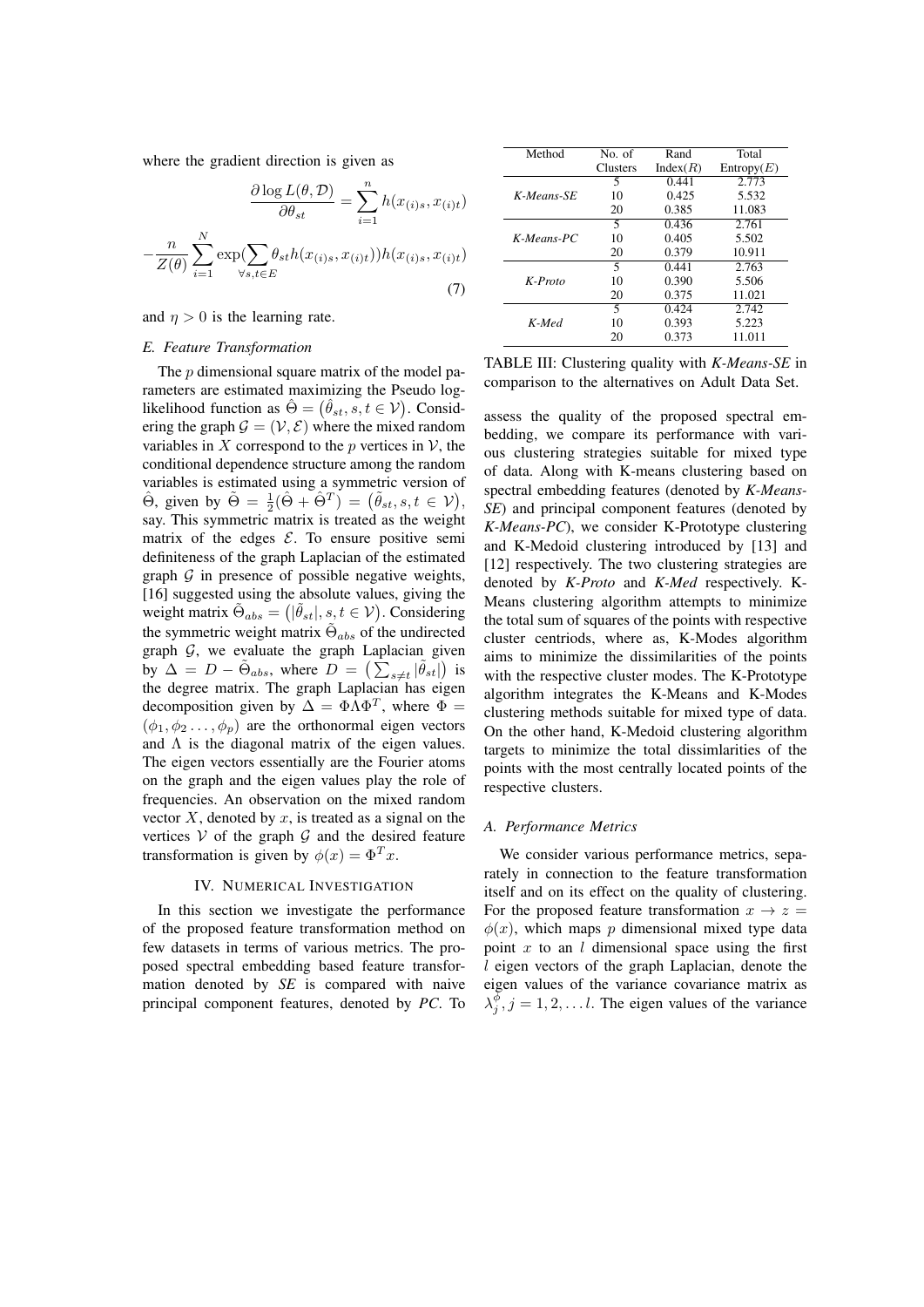where the gradient direction is given as

$$\frac{\partial \log L(\theta, \mathcal{D})}{\partial \theta_{st}} = \sum_{i=1}^{n} h(x_{(i)s}, x_{(i)t})$$

$$-\frac{n}{Z(\theta)} \sum_{i=1}^{N} \exp(\sum_{\forall s,t \in E} \theta_{st} h(x_{(i)s}, x_{(i)t})) h(x_{(i)s}, x_{(i)t}) \tag{7}$$

and $\eta > 0$ is the learning rate.

### *E. Feature Transformation*

The $p$ dimensional square matrix of the model parameters are estimated maximizing the Pseudo log-likelihood function as $\hat{\Theta} = (\hat{\theta}_{st}, s, t \in \mathcal{V})$. Considering the graph $\mathcal{G} = (\mathcal{V}, \mathcal{E})$ where the mixed random variables in $X$ correspond to the $p$ vertices in $\mathcal{V}$, the conditional dependence structure among the random variables is estimated using a symmetric version of $\hat{\Theta}$, given by $\tilde{\Theta} = \frac{1}{2}(\hat{\Theta} + \hat{\Theta}^T) = (\tilde{\theta}_{st}, s, t \in \mathcal{V})$, say. This symmetric matrix is treated as the weight matrix of the edges $\mathcal{E}$. To ensure positive semi definiteness of the graph Laplacian of the estimated graph $\mathcal{G}$ in presence of possible negative weights, [16] suggested using the absolute values, giving the weight matrix $\tilde{\Theta}_{abs} = (|\tilde{\theta}_{st}|, s, t \in \mathcal{V})$. Considering the symmetric weight matrix $\tilde{\Theta}_{abs}$ of the undirected graph $\mathcal{G}$, we evaluate the graph Laplacian given by $\Delta = D - \tilde{\Theta}_{abs}$, where $D = \left(\sum_{s \neq t} |\tilde{\theta}_{st}|\right)$ is the degree matrix. The graph Laplacian has eigen decomposition given by $\Delta = \Phi \Lambda \Phi^T$, where $\Phi = (\phi_1, \phi_2 \ldots, \phi_p)$ are the orthonormal eigen vectors and $\Lambda$ is the diagonal matrix of the eigen values. The eigen vectors essentially are the Fourier atoms on the graph and the eigen values play the role of frequencies. An observation on the mixed random vector $X$, denoted by $x$, is treated as a signal on the vertices $\mathcal{V}$ of the graph $\mathcal{G}$ and the desired feature transformation is given by $\phi(x) = \Phi^T x$.

## IV. Numerical Investigation

In this section we investigate the performance of the proposed feature transformation method on few datasets in terms of various metrics. The proposed spectral embedding based feature transformation denoted by *SE* is compared with naive principal component features, denoted by *PC*. To assess the quality of the proposed spectral embedding, we compare its performance with various clustering strategies suitable for mixed type of data. Along with K-means clustering based on spectral embedding features (denoted by *K-Means-SE*) and principal component features (denoted by *K-Means-PC*), we consider K-Prototype clustering and K-Medoid clustering introduced by [13] and [12] respectively. The two clustering strategies are denoted by *K-Proto* and *K-Med* respectively. K-Means clustering algorithm attempts to minimize the total sum of squares of the points with respective cluster centriods, where as, K-Modes algorithm aims to minimize the dissimilarities of the points with the respective cluster modes. The K-Prototype algorithm integrates the K-Means and K-Modes clustering methods suitable for mixed type of data. On the other hand, K-Medoid clustering algorithm targets to minimize the total dissimlarities of the points with the most centrally located points of the respective clusters.

| Method | No. of Clusters | Rand Index($R$) | Total Entropy($E$) |
|---|---|---|---|
| *K-Means-SE* | 5 | 0.441 | 2.773 |
| | 10 | 0.425 | 5.532 |
| | 20 | 0.385 | 11.083 |
| *K-Means-PC* | 5 | 0.436 | 2.761 |
| | 10 | 0.405 | 5.502 |
| | 20 | 0.379 | 10.911 |
| *K-Proto* | 5 | 0.441 | 2.763 |
| | 10 | 0.390 | 5.506 |
| | 20 | 0.375 | 11.021 |
| *K-Med* | 5 | 0.424 | 2.742 |
| | 10 | 0.393 | 5.223 |
| | 20 | 0.373 | 11.011 |

TABLE III: Clustering quality with *K-Means-SE* in comparison to the alternatives on Adult Data Set.

### *A. Performance Metrics*

We consider various performance metrics, separately in connection to the feature transformation itself and on its effect on the quality of clustering. For the proposed feature transformation $x \to z = \phi(x)$, which maps $p$ dimensional mixed type data point $x$ to an $l$ dimensional space using the first $l$ eigen vectors of the graph Laplacian, denote the eigen values of the variance covariance matrix as $\lambda_j^{\phi}, j = 1, 2, \ldots l$. The eigen values of the variance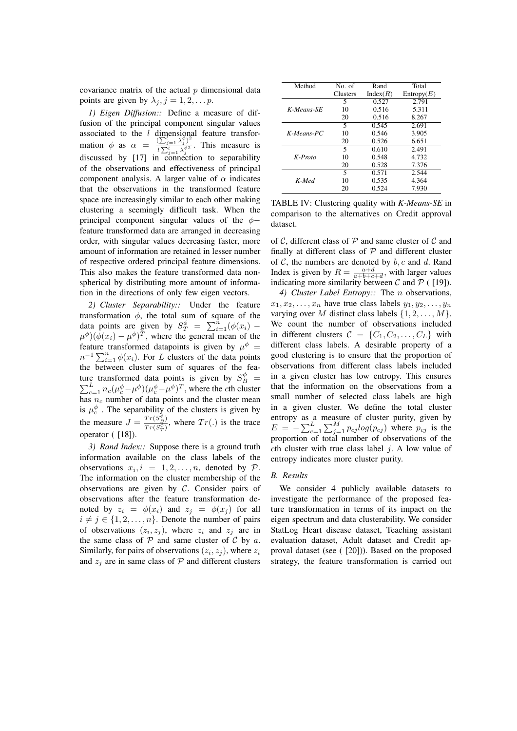covariance matrix of the actual $p$ dimensional data points are given by $\lambda_j, j = 1, 2, \ldots p$.

*1) Eigen Diffusion::* Define a measure of diffusion of the principal component singular values associated to the $l$ dimensional feature transformation $\phi$ as $\alpha = \frac{(\sum_{j=1}^{l} \lambda_j^{\phi})^2}{l \sum_{j=1}^{l} \lambda_j^{\phi 2}}$. This measure is discussed by [17] in connection to separability of the observations and effectiveness of principal component analysis. A larger value of $\alpha$ indicates that the observations in the transformed feature space are increasingly similar to each other making clustering a seemingly difficult task. When the principal component singular values of the $\phi-$feature transformed data are arranged in decreasing order, with singular values decreasing faster, more amount of information are retained in lesser number of respective ordered principal feature dimensions. This also makes the feature transformed data non-spherical by distributing more amount of information in the directions of only few eigen vectors.

*2) Cluster Separability::* Under the feature transformation $\phi$, the total sum of square of the data points are given by $S_T^{\phi} = \sum_{i=1}^{n} (\phi(x_i) - \mu^{\phi})(\phi(x_i) - \mu^{\phi})^T$, where the general mean of the feature transformed datapoints is given by $\mu^{\phi} = n^{-1} \sum_{i=1}^{n} \phi(x_i)$. For $L$ clusters of the data points the between cluster sum of squares of the feature transformed data points is given by $S_B^{\phi} = \sum_{c=1}^{L} n_c (\mu_c^{\phi} - \mu^{\phi})(\mu_c^{\phi} - \mu^{\phi})^T$, where the $c$th cluster has $n_c$ number of data points and the cluster mean is $\mu_c^{\phi}$. The separability of the clusters is given by the measure $J = \frac{Tr(S_B^{\phi})}{Tr(S_T^{\phi})}$, where $Tr(.)$ is the trace operator ( [18]).

*3) Rand Index::* Suppose there is a ground truth information available on the class labels of the observations $x_i, i = 1, 2, \ldots, n$, denoted by $\mathcal{P}$. The information on the cluster membership of the observations are given by $\mathcal{C}$. Consider pairs of observations after the feature transformation denoted by $z_i = \phi(x_i)$ and $z_j = \phi(x_j)$ for all $i \neq j \in \{1, 2, \ldots, n\}$. Denote the number of pairs of observations $(z_i, z_j)$, where $z_i$ and $z_j$ are in the same class of $\mathcal{P}$ and same cluster of $\mathcal{C}$ by $a$. Similarly, for pairs of observations $(z_i, z_j)$, where $z_i$ and $z_j$ are in same class of $\mathcal{P}$ and different clusters of $\mathcal{C}$, different class of $\mathcal{P}$ and same cluster of $\mathcal{C}$ and finally at different class of $\mathcal{P}$ and different cluster of $\mathcal{C}$, the numbers are denoted by $b, c$ and $d$. Rand Index is given by $R = \frac{a+d}{a+b+c+d}$, with larger values indicating more similarity between $\mathcal{C}$ and $\mathcal{P}$ ( [19]).

| Method | No. of Clusters | Rand Index($R$) | Total Entropy($E$) |
|---|---|---|---|
| *K-Means-SE* | 5 | 0.527 | 2.791 |
| | 10 | 0.516 | 5.311 |
| | 20 | 0.516 | 8.267 |
| *K-Means-PC* | 5 | 0.545 | 2.691 |
| | 10 | 0.546 | 3.905 |
| | 20 | 0.526 | 6.651 |
| *K-Proto* | 5 | 0.610 | 2.491 |
| | 10 | 0.548 | 4.732 |
| | 20 | 0.528 | 7.376 |
| *K-Med* | 5 | 0.571 | 2.544 |
| | 10 | 0.535 | 4.364 |
| | 20 | 0.524 | 7.930 |

TABLE IV: Clustering quality with *K-Means-SE* in comparison to the alternatives on Credit approval dataset.

*4) Cluster Label Entropy::* The $n$ observations, $x_1, x_2, \ldots, x_n$ have true class labels $y_1, y_2, \ldots, y_n$ varying over $M$ distinct class labels $\{1, 2, \ldots, M\}$. We count the number of observations included in different clusters $\mathcal{C} = \{C_1, C_2, \ldots, C_L\}$ with different class labels. A desirable property of a good clustering is to ensure that the proportion of observations from different class labels included in a given cluster has low entropy. This ensures that the information on the observations from a small number of selected class labels are high in a given cluster. We define the total cluster entropy as a measure of cluster purity, given by $E = -\sum_{c=1}^{L} \sum_{j=1}^{M} p_{cj} log(p_{cj})$ where $p_{cj}$ is the proportion of total number of observations of the $c$th cluster with true class label $j$. A low value of entropy indicates more cluster purity.

### B. Results

We consider 4 publicly available datasets to investigate the performance of the proposed feature transformation in terms of its impact on the eigen spectrum and data clusterability. We consider StatLog Heart disease dataset, Teaching assistant evaluation dataset, Adult dataset and Credit approval dataset (see ( [20])). Based on the proposed strategy, the feature transformation is carried out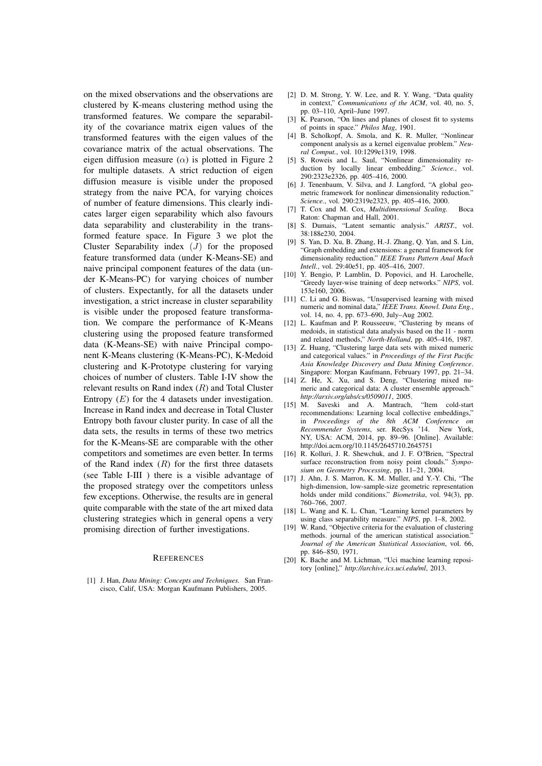on the mixed observations and the observations are clustered by K-means clustering method using the transformed features. We compare the separability of the covariance matrix eigen values of the transformed features with the eigen values of the covariance matrix of the actual observations. The eigen diffusion measure ($\alpha$) is plotted in Figure 2 for multiple datasets. A strict reduction of eigen diffusion measure is visible under the proposed strategy from the naive PCA, for varying choices of number of feature dimensions. This clearly indicates larger eigen separability which also favours data separability and clusterability in the transformed feature space. In Figure 3 we plot the Cluster Separability index ($J$) for the proposed feature transformed data (under K-Means-SE) and naive principal component features of the data (under K-Means-PC) for varying choices of number of clusters. Expectantly, for all the datasets under investigation, a strict increase in cluster separability is visible under the proposed feature transformation. We compare the performance of K-Means clustering using the proposed feature transformed data (K-Means-SE) with naive Principal component K-Means clustering (K-Means-PC), K-Medoid clustering and K-Prototype clustering for varying choices of number of clusters. Table I-IV show the relevant results on Rand index ($R$) and Total Cluster Entropy ($E$) for the 4 datasets under investigation. Increase in Rand index and decrease in Total Cluster Entropy both favour cluster purity. In case of all the data sets, the results in terms of these two metrics for the K-Means-SE are comparable with the other competitors and sometimes are even better. In terms of the Rand index ($R$) for the first three datasets (see Table I-III ) there is a visible advantage of the proposed strategy over the competitors unless few exceptions. Otherwise, the results are in general quite comparable with the state of the art mixed data clustering strategies which in general opens a very promising direction of further investigations.

## REFERENCES

[1] J. Han, *Data Mining: Concepts and Techniques.* San Francisco, Calif, USA: Morgan Kaufmann Publishers, 2005.

[2] D. M. Strong, Y. W. Lee, and R. Y. Wang, "Data quality in context," *Communications of the ACM*, vol. 40, no. 5, pp. 03–110, April–June 1997.

[3] K. Pearson, "On lines and planes of closest fit to systems of points in space." *Philos Mag*, 1901.

[4] B. Scholkopf, A. Smola, and K. R. Muller, "Nonlinear component analysis as a kernel eigenvalue problem." *Neural Comput.*, vol. 10:1299e1319, 1998.

[5] S. Roweis and L. Saul, "Nonlinear dimensionality reduction by locally linear embedding." *Science.*, vol. 290:2323e2326, pp. 405–416, 2000.

[6] J. Tenenbaum, V. Silva, and J. Langford, "A global geometric framework for nonlinear dimensionality reduction." *Science.*, vol. 290:2319e2323, pp. 405–416, 2000.

[7] T. Cox and M. Cox, *Multidimensional Scaling.* Boca Raton: Chapman and Hall, 2001.

[8] S. Dumais, "Latent semantic analysis." *ARIST.*, vol. 38:188e230, 2004.

[9] S. Yan, D. Xu, B. Zhang, H.-J. Zhang, Q. Yan, and S. Lin, "Graph embedding and extensions: a general framework for dimensionality reduction." *IEEE Trans Pattern Anal Mach Intell.*, vol. 29:40e51, pp. 405–416, 2007.

[10] Y. Bengio, P. Lamblin, D. Popovici, and H. Larochelle, "Greedy layer-wise training of deep networks." *NIPS*, vol. 153e160, 2006.

[11] C. Li and G. Biswas, "Unsupervised learning with mixed numeric and nominal data," *IEEE Trans. Knowl. Data Eng.*, vol. 14, no. 4, pp. 673–690, July–Aug 2002.

[12] L. Kaufman and P. Rousseeuw, "Clustering by means of medoids, in statistical data analysis based on the l1 - norm and related methods," *North-Holland*, pp. 405–416, 1987.

[13] Z. Huang, "Clustering large data sets with mixed numeric and categorical values." in *Proceedings of the First Pacific Asia Knowledge Discovery and Data Mining Conference*. Singapore: Morgan Kaufmann, February 1997, pp. 21–34.

[14] Z. He, X. Xu, and S. Deng, "Clustering mixed numeric and categorical data: A cluster ensemble approach." *http://arxiv.org/abs/cs/0509011*, 2005.

[15] M. Saveski and A. Mantrach, "Item cold-start recommendations: Learning local collective embeddings," in *Proceedings of the 8th ACM Conference on Recommender Systems*, ser. RecSys '14. New York, NY, USA: ACM, 2014, pp. 89–96. [Online]. Available: http://doi.acm.org/10.1145/2645710.2645751

[16] R. Kolluri, J. R. Shewchuk, and J. F. O?Brien, "Spectral surface reconstruction from noisy point clouds." *Symposium on Geometry Processing*, pp. 11–21, 2004.

[17] J. Ahn, J. S. Marron, K. M. Muller, and Y.-Y. Chi, "The high-dimension, low-sample-size geometric representation holds under mild conditions." *Biometrika*, vol. 94(3), pp. 760–766, 2007.

[18] L. Wang and K. L. Chan, "Learning kernel parameters by using class separability measure." *NIPS*, pp. 1–8, 2002.

[19] W. Rand, "Objective criteria for the evaluation of clustering methods. journal of the american statistical association." *Journal of the American Statistical Association*, vol. 66, pp. 846–850, 1971.

[20] K. Bache and M. Lichman, "Uci machine learning repository [online]," *http://archive.ics.uci.edu/ml*, 2013.